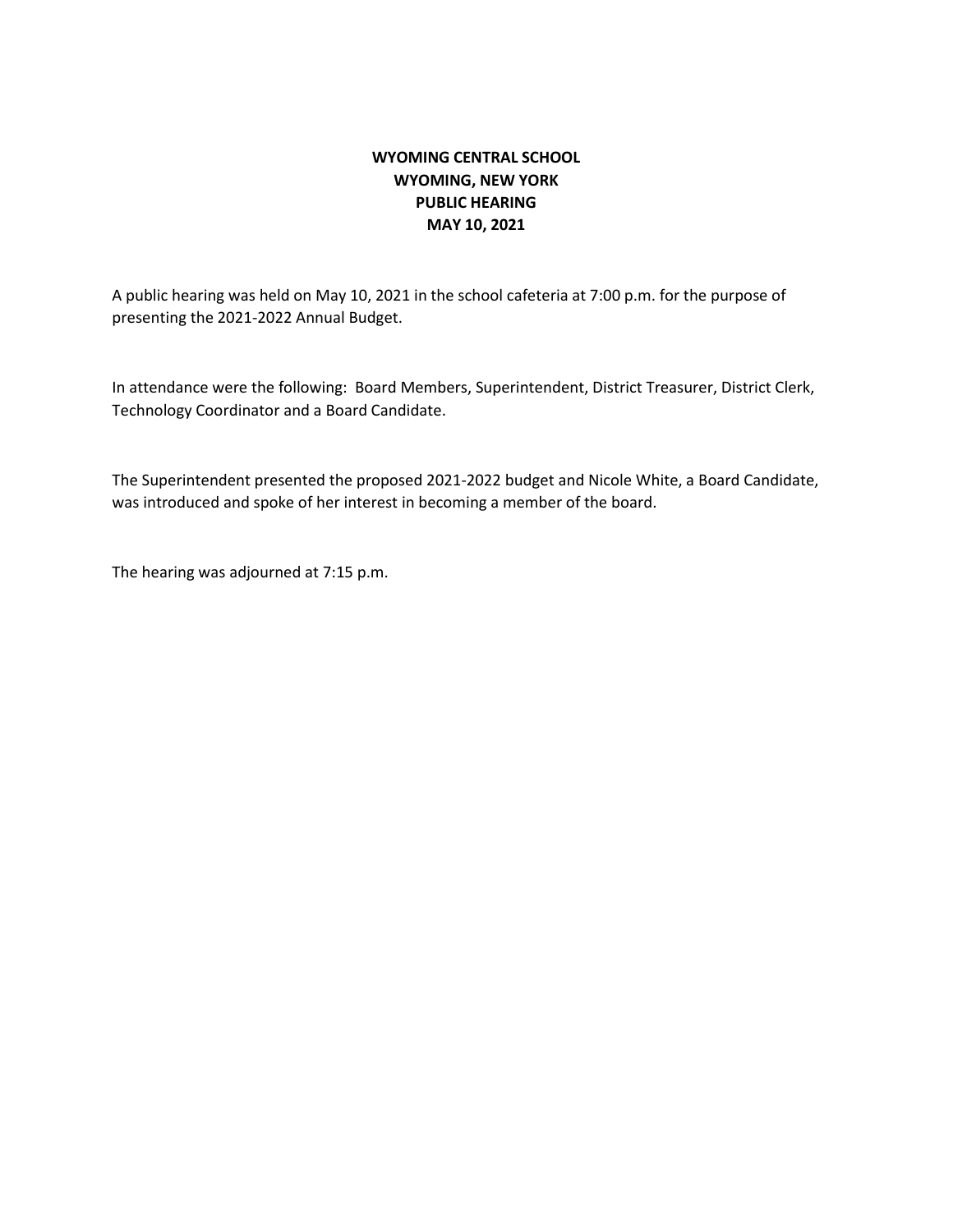**WYOMING CENTRAL SCHOOL**
**WYOMING, NEW YORK**
**PUBLIC HEARING**
**MAY 10, 2021**

A public hearing was held on May 10, 2021 in the school cafeteria at 7:00 p.m. for the purpose of presenting the 2021-2022 Annual Budget.

In attendance were the following: Board Members, Superintendent, District Treasurer, District Clerk, Technology Coordinator and a Board Candidate.

The Superintendent presented the proposed 2021-2022 budget and Nicole White, a Board Candidate, was introduced and spoke of her interest in becoming a member of the board.

The hearing was adjourned at 7:15 p.m.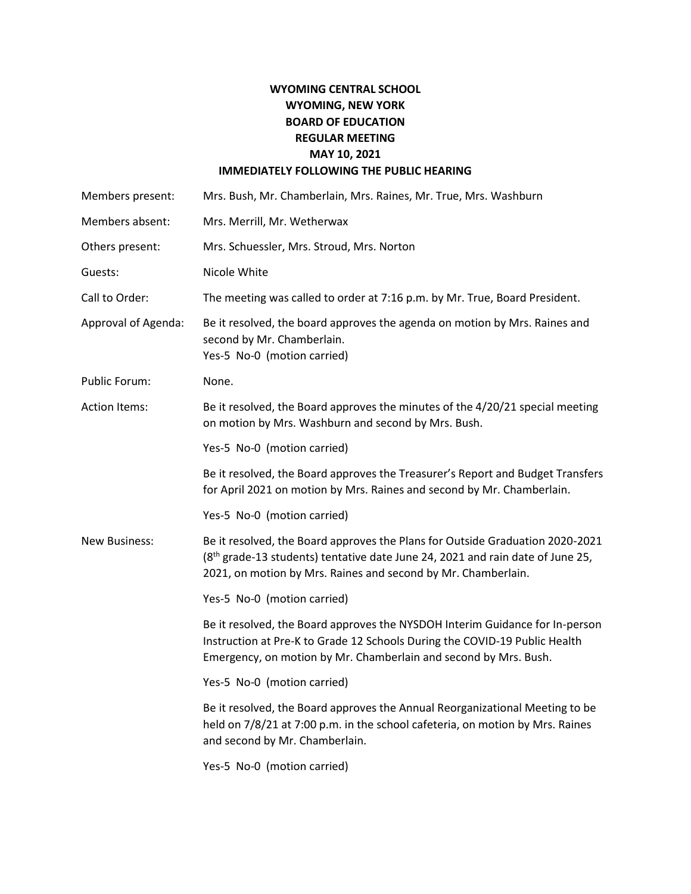# WYOMING CENTRAL SCHOOL
## WYOMING, NEW YORK
## BOARD OF EDUCATION
## REGULAR MEETING
## MAY 10, 2021
## IMMEDIATELY FOLLOWING THE PUBLIC HEARING

**Members present:** Mrs. Bush, Mr. Chamberlain, Mrs. Raines, Mr. True, Mrs. Washburn

**Members absent:** Mrs. Merrill, Mr. Wetherwax

**Others present:** Mrs. Schuessler, Mrs. Stroud, Mrs. Norton

**Guests:** Nicole White

**Call to Order:** The meeting was called to order at 7:16 p.m. by Mr. True, Board President.

**Approval of Agenda:** Be it resolved, the board approves the agenda on motion by Mrs. Raines and second by Mr. Chamberlain.
Yes-5 No-0 (motion carried)

**Public Forum:** None.

**Action Items:** Be it resolved, the Board approves the minutes of the 4/20/21 special meeting on motion by Mrs. Washburn and second by Mrs. Bush.

Yes-5 No-0 (motion carried)

Be it resolved, the Board approves the Treasurer's Report and Budget Transfers for April 2021 on motion by Mrs. Raines and second by Mr. Chamberlain.

Yes-5 No-0 (motion carried)

**New Business:** Be it resolved, the Board approves the Plans for Outside Graduation 2020-2021 (8th grade-13 students) tentative date June 24, 2021 and rain date of June 25, 2021, on motion by Mrs. Raines and second by Mr. Chamberlain.

Yes-5 No-0 (motion carried)

Be it resolved, the Board approves the NYSDOH Interim Guidance for In-person Instruction at Pre-K to Grade 12 Schools During the COVID-19 Public Health Emergency, on motion by Mr. Chamberlain and second by Mrs. Bush.

Yes-5 No-0 (motion carried)

Be it resolved, the Board approves the Annual Reorganizational Meeting to be held on 7/8/21 at 7:00 p.m. in the school cafeteria, on motion by Mrs. Raines and second by Mr. Chamberlain.

Yes-5 No-0 (motion carried)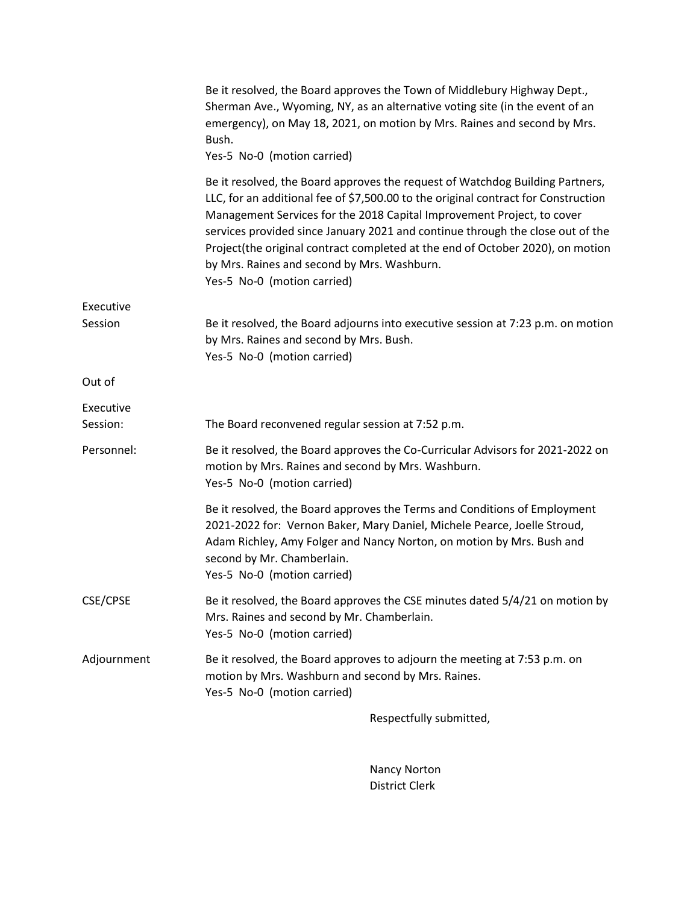Be it resolved, the Board approves the Town of Middlebury Highway Dept., Sherman Ave., Wyoming, NY, as an alternative voting site (in the event of an emergency), on May 18, 2021, on motion by Mrs. Raines and second by Mrs. Bush.
Yes-5 No-0 (motion carried)

Be it resolved, the Board approves the request of Watchdog Building Partners, LLC, for an additional fee of $7,500.00 to the original contract for Construction Management Services for the 2018 Capital Improvement Project, to cover services provided since January 2021 and continue through the close out of the Project(the original contract completed at the end of October 2020), on motion by Mrs. Raines and second by Mrs. Washburn.
Yes-5 No-0 (motion carried)

**Executive Session**

Be it resolved, the Board adjourns into executive session at 7:23 p.m. on motion by Mrs. Raines and second by Mrs. Bush.
Yes-5 No-0 (motion carried)

**Out of Executive Session:**

The Board reconvened regular session at 7:52 p.m.

**Personnel:**

Be it resolved, the Board approves the Co-Curricular Advisors for 2021-2022 on motion by Mrs. Raines and second by Mrs. Washburn.
Yes-5 No-0 (motion carried)

Be it resolved, the Board approves the Terms and Conditions of Employment 2021-2022 for: Vernon Baker, Mary Daniel, Michele Pearce, Joelle Stroud, Adam Richley, Amy Folger and Nancy Norton, on motion by Mrs. Bush and second by Mr. Chamberlain.
Yes-5 No-0 (motion carried)

**CSE/CPSE**

Be it resolved, the Board approves the CSE minutes dated 5/4/21 on motion by Mrs. Raines and second by Mr. Chamberlain.
Yes-5 No-0 (motion carried)

**Adjournment**

Be it resolved, the Board approves to adjourn the meeting at 7:53 p.m. on motion by Mrs. Washburn and second by Mrs. Raines.
Yes-5 No-0 (motion carried)

Respectfully submitted,

Nancy Norton
District Clerk